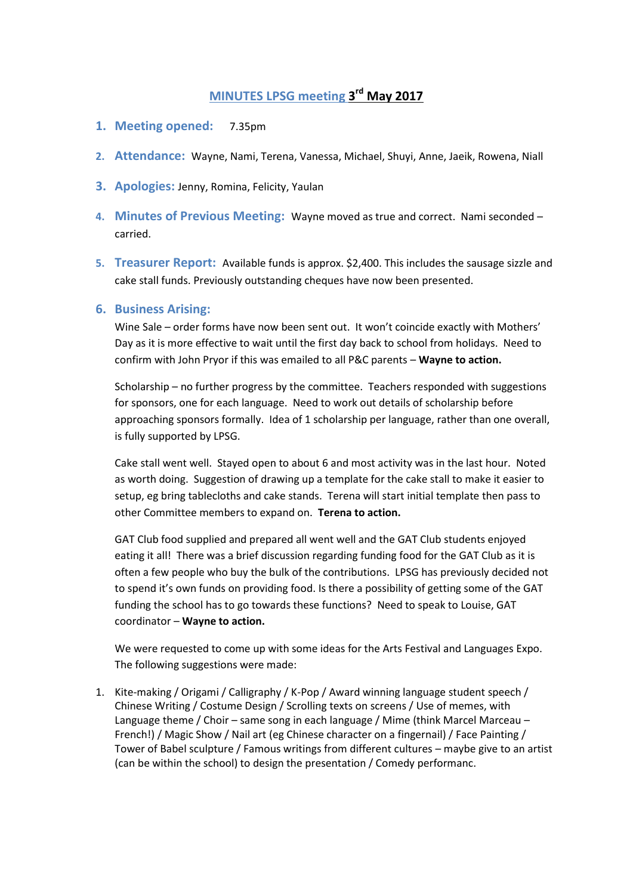# MINUTES LPSG meeting 3rd May 2017

1. **Meeting opened:** 7.35pm
2. **Attendance:** Wayne, Nami, Terena, Vanessa, Michael, Shuyi, Anne, Jaeik, Rowena, Niall
3. **Apologies:** Jenny, Romina, Felicity, Yaulan
4. **Minutes of Previous Meeting:** Wayne moved as true and correct. Nami seconded – carried.
5. **Treasurer Report:** Available funds is approx. $2,400. This includes the sausage sizzle and cake stall funds. Previously outstanding cheques have now been presented.
6. **Business Arising:**

   Wine Sale – order forms have now been sent out. It won't coincide exactly with Mothers' Day as it is more effective to wait until the first day back to school from holidays. Need to confirm with John Pryor if this was emailed to all P&C parents – **Wayne to action.**

   Scholarship – no further progress by the committee. Teachers responded with suggestions for sponsors, one for each language. Need to work out details of scholarship before approaching sponsors formally. Idea of 1 scholarship per language, rather than one overall, is fully supported by LPSG.

   Cake stall went well. Stayed open to about 6 and most activity was in the last hour. Noted as worth doing. Suggestion of drawing up a template for the cake stall to make it easier to setup, eg bring tablecloths and cake stands. Terena will start initial template then pass to other Committee members to expand on. **Terena to action.**

   GAT Club food supplied and prepared all went well and the GAT Club students enjoyed eating it all! There was a brief discussion regarding funding food for the GAT Club as it is often a few people who buy the bulk of the contributions. LPSG has previously decided not to spend it's own funds on providing food. Is there a possibility of getting some of the GAT funding the school has to go towards these functions? Need to speak to Louise, GAT coordinator – **Wayne to action.**

   We were requested to come up with some ideas for the Arts Festival and Languages Expo. The following suggestions were made:

1. Kite-making / Origami / Calligraphy / K-Pop / Award winning language student speech / Chinese Writing / Costume Design / Scrolling texts on screens / Use of memes, with Language theme / Choir – same song in each language / Mime (think Marcel Marceau – French!) / Magic Show / Nail art (eg Chinese character on a fingernail) / Face Painting / Tower of Babel sculpture / Famous writings from different cultures – maybe give to an artist (can be within the school) to design the presentation / Comedy performanc.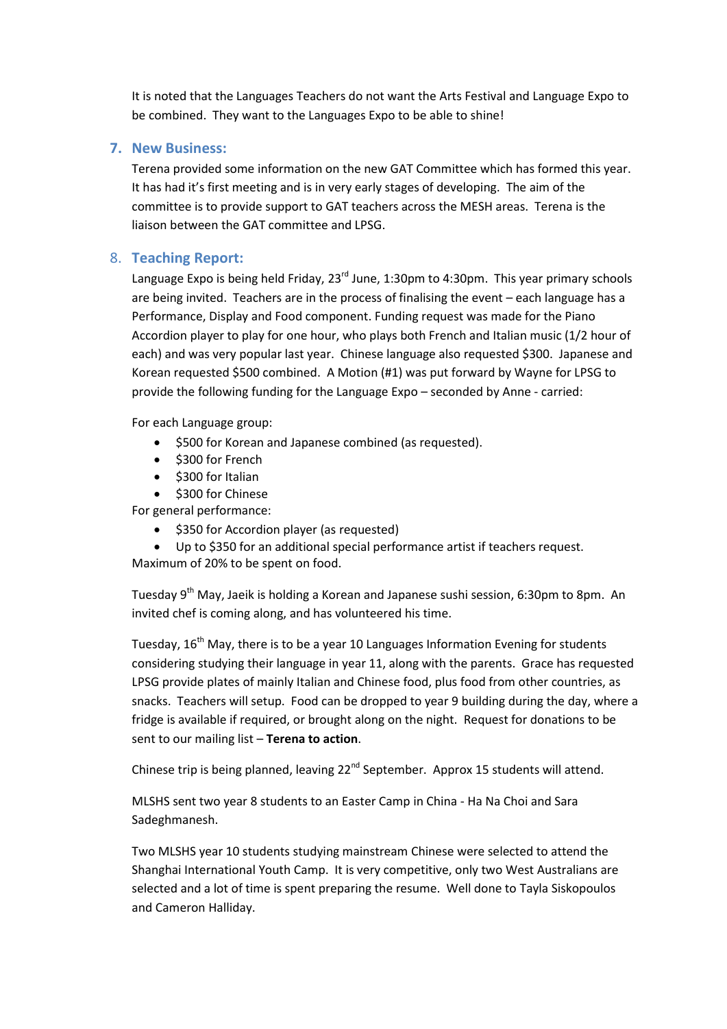It is noted that the Languages Teachers do not want the Arts Festival and Language Expo to be combined. They want to the Languages Expo to be able to shine!

## 7. New Business:

Terena provided some information on the new GAT Committee which has formed this year. It has had it's first meeting and is in very early stages of developing. The aim of the committee is to provide support to GAT teachers across the MESH areas. Terena is the liaison between the GAT committee and LPSG.

## 8. Teaching Report:

Language Expo is being held Friday, 23rd June, 1:30pm to 4:30pm. This year primary schools are being invited. Teachers are in the process of finalising the event – each language has a Performance, Display and Food component. Funding request was made for the Piano Accordion player to play for one hour, who plays both French and Italian music (1/2 hour of each) and was very popular last year. Chinese language also requested $300. Japanese and Korean requested $500 combined. A Motion (#1) was put forward by Wayne for LPSG to provide the following funding for the Language Expo – seconded by Anne - carried:

For each Language group:

- $500 for Korean and Japanese combined (as requested).
- $300 for French
- $300 for Italian
- $300 for Chinese

For general performance:

- $350 for Accordion player (as requested)
- Up to $350 for an additional special performance artist if teachers request.

Maximum of 20% to be spent on food.

Tuesday 9th May, Jaeik is holding a Korean and Japanese sushi session, 6:30pm to 8pm. An invited chef is coming along, and has volunteered his time.

Tuesday, 16th May, there is to be a year 10 Languages Information Evening for students considering studying their language in year 11, along with the parents. Grace has requested LPSG provide plates of mainly Italian and Chinese food, plus food from other countries, as snacks. Teachers will setup. Food can be dropped to year 9 building during the day, where a fridge is available if required, or brought along on the night. Request for donations to be sent to our mailing list – **Terena to action**.

Chinese trip is being planned, leaving 22nd September. Approx 15 students will attend.

MLSHS sent two year 8 students to an Easter Camp in China - Ha Na Choi and Sara Sadeghmanesh.

Two MLSHS year 10 students studying mainstream Chinese were selected to attend the Shanghai International Youth Camp. It is very competitive, only two West Australians are selected and a lot of time is spent preparing the resume. Well done to Tayla Siskopoulos and Cameron Halliday.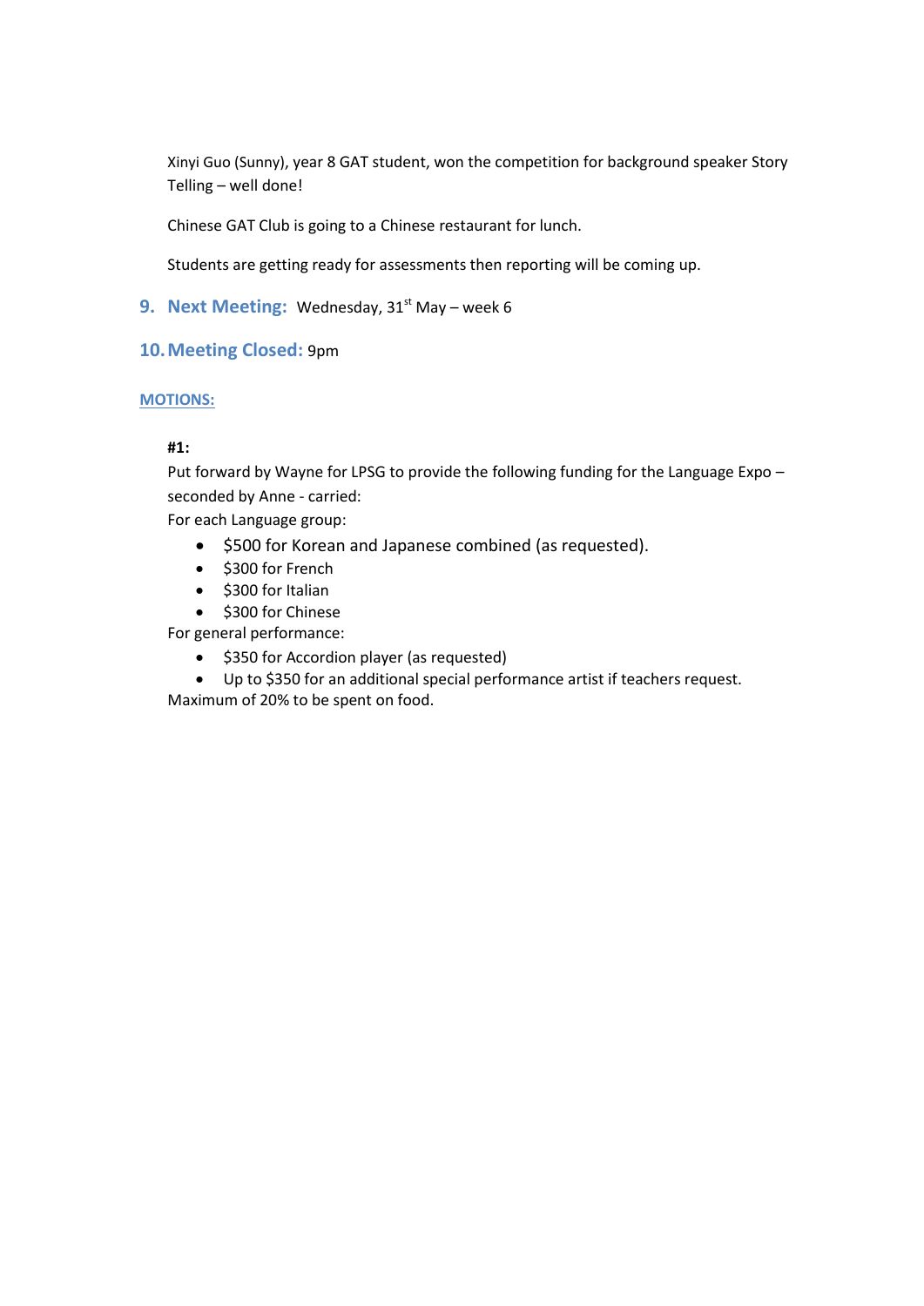Xinyi Guo (Sunny), year 8 GAT student, won the competition for background speaker Story Telling – well done!

Chinese GAT Club is going to a Chinese restaurant for lunch.

Students are getting ready for assessments then reporting will be coming up.

## 9. Next Meeting: Wednesday, 31st May – week 6

## 10. Meeting Closed: 9pm

## MOTIONS:

**#1:**

Put forward by Wayne for LPSG to provide the following funding for the Language Expo – seconded by Anne - carried:

For each Language group:

- $500 for Korean and Japanese combined (as requested).
- $300 for French
- $300 for Italian
- $300 for Chinese

For general performance:

- $350 for Accordion player (as requested)
- Up to $350 for an additional special performance artist if teachers request.

Maximum of 20% to be spent on food.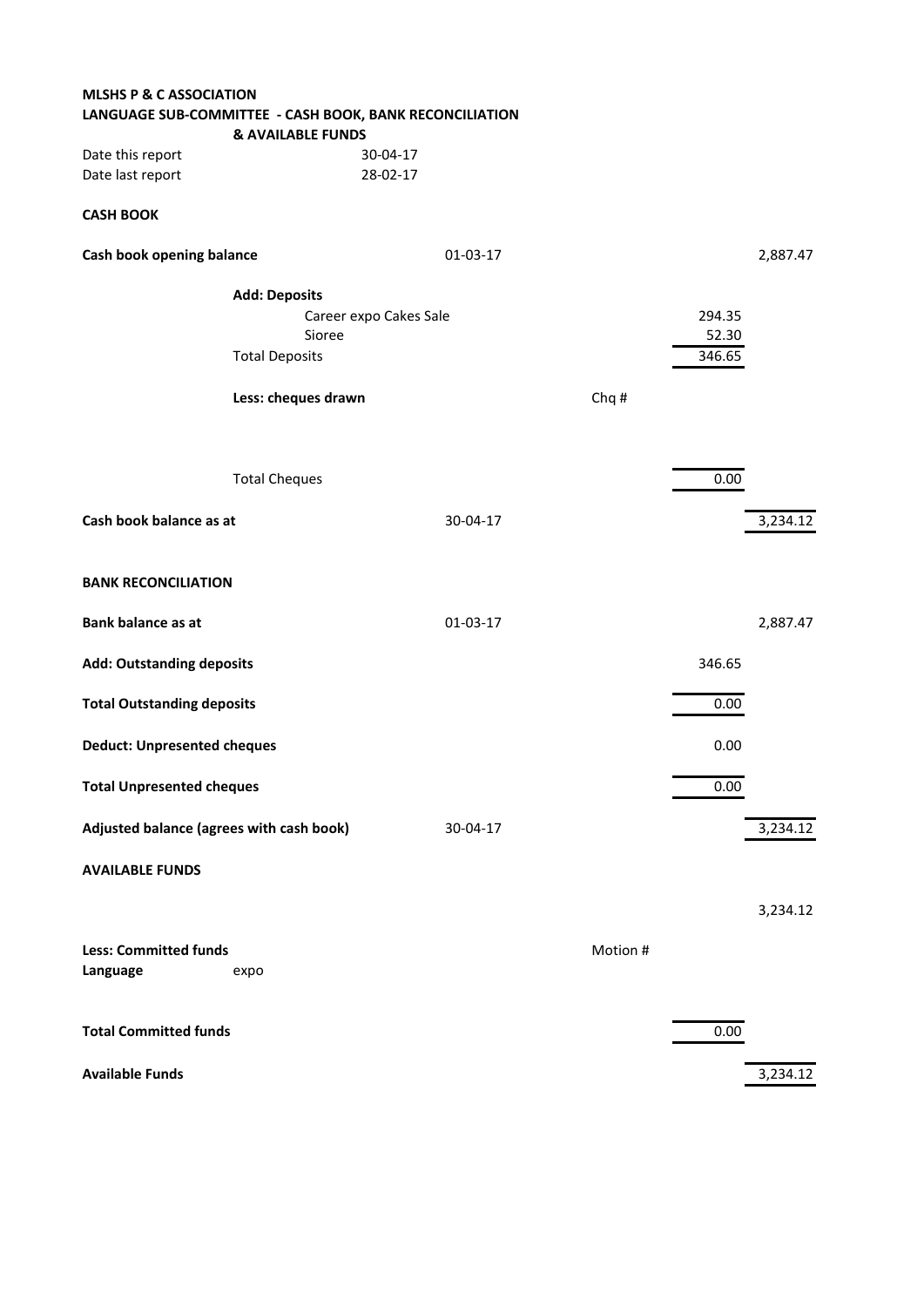**MLSHS P & C ASSOCIATION**
**LANGUAGE SUB-COMMITTEE - CASH BOOK, BANK RECONCILIATION & AVAILABLE FUNDS**

| | |
|---|---|
| Date this report | 30-04-17 |
| Date last report | 28-02-17 |

**CASH BOOK**

| | | | | |
|---|---|---|---|---|
| **Cash book opening balance** | 01-03-17 | | | 2,887.47 |
| **Add: Deposits** | | | | |
| Career expo Cakes Sale | | | 294.35 | |
| Sioree | | | 52.30 | |
| Total Deposits | | | 346.65 | |
| **Less: cheques drawn** | | Chq # | | |
| Total Cheques | | | 0.00 | |
| **Cash book balance as at** | 30-04-17 | | | 3,234.12 |

**BANK RECONCILIATION**

| | | | | |
|---|---|---|---|---|
| **Bank balance as at** | 01-03-17 | | | 2,887.47 |
| **Add: Outstanding deposits** | | | 346.65 | |
| **Total Outstanding deposits** | | | 0.00 | |
| **Deduct: Unpresented cheques** | | | 0.00 | |
| **Total Unpresented cheques** | | | 0.00 | |
| **Adjusted balance (agrees with cash book)** | 30-04-17 | | | 3,234.12 |

**AVAILABLE FUNDS**

| | | | | |
|---|---|---|---|---|
| | | | | 3,234.12 |
| **Less: Committed funds** | | Motion # | | |
| **Language** expo | | | | |
| **Total Committed funds** | | | 0.00 | |
| **Available Funds** | | | | 3,234.12 |